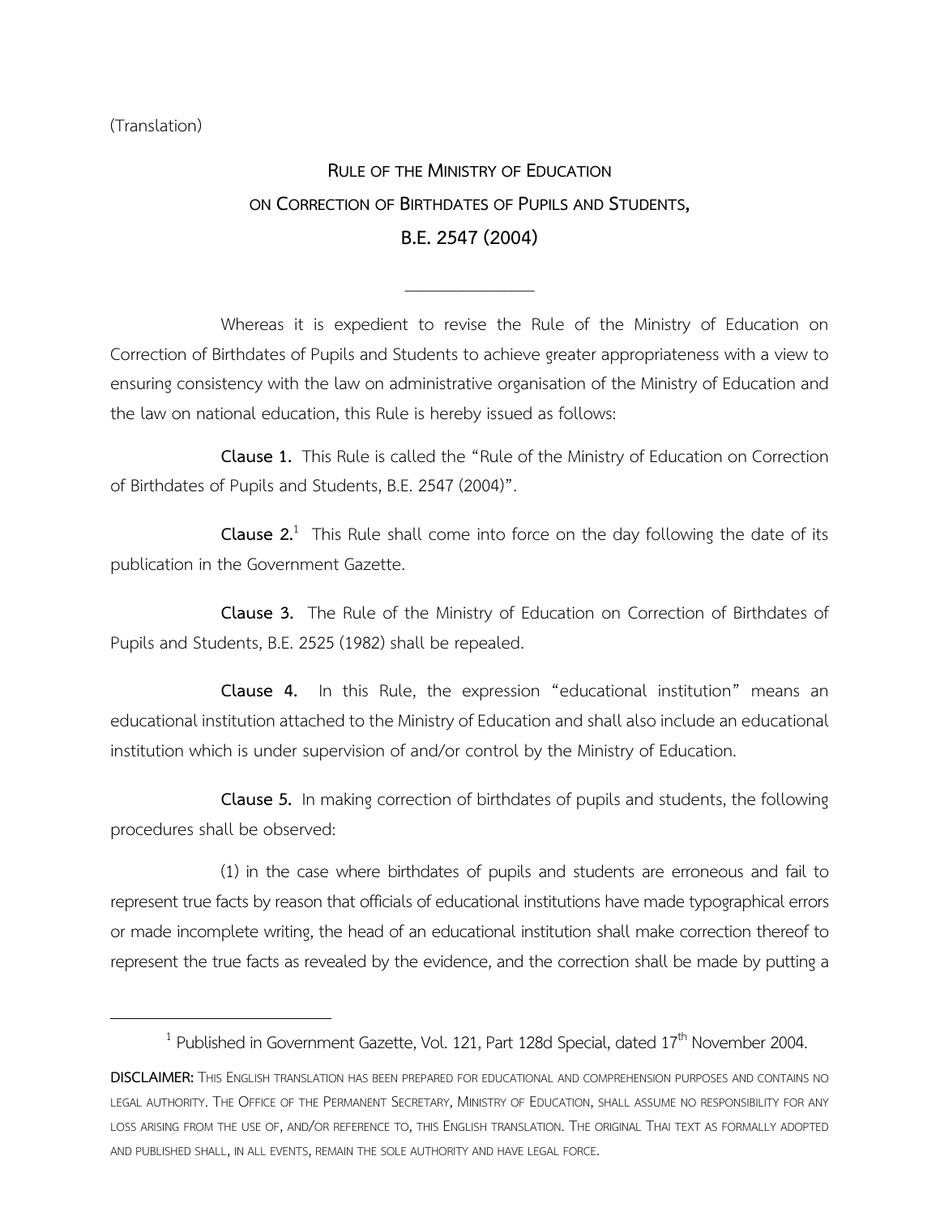(Translation)

# RULE OF THE MINISTRY OF EDUCATION ON CORRECTION OF BIRTHDATES OF PUPILS AND STUDENTS, B.E. 2547 (2004)

---

Whereas it is expedient to revise the Rule of the Ministry of Education on Correction of Birthdates of Pupils and Students to achieve greater appropriateness with a view to ensuring consistency with the law on administrative organisation of the Ministry of Education and the law on national education, this Rule is hereby issued as follows:

**Clause 1.** This Rule is called the "Rule of the Ministry of Education on Correction of Birthdates of Pupils and Students, B.E. 2547 (2004)".

**Clause 2.**[1] This Rule shall come into force on the day following the date of its publication in the Government Gazette.

**Clause 3.** The Rule of the Ministry of Education on Correction of Birthdates of Pupils and Students, B.E. 2525 (1982) shall be repealed.

**Clause 4.** In this Rule, the expression "educational institution" means an educational institution attached to the Ministry of Education and shall also include an educational institution which is under supervision of and/or control by the Ministry of Education.

**Clause 5.** In making correction of birthdates of pupils and students, the following procedures shall be observed:

(1) in the case where birthdates of pupils and students are erroneous and fail to represent true facts by reason that officials of educational institutions have made typographical errors or made incomplete writing, the head of an educational institution shall make correction thereof to represent the true facts as revealed by the evidence, and the correction shall be made by putting a

---

[1] Published in Government Gazette, Vol. 121, Part 128d Special, dated 17th November 2004.

**DISCLAIMER:** THIS ENGLISH TRANSLATION HAS BEEN PREPARED FOR EDUCATIONAL AND COMPREHENSION PURPOSES AND CONTAINS NO LEGAL AUTHORITY. THE OFFICE OF THE PERMANENT SECRETARY, MINISTRY OF EDUCATION, SHALL ASSUME NO RESPONSIBILITY FOR ANY LOSS ARISING FROM THE USE OF, AND/OR REFERENCE TO, THIS ENGLISH TRANSLATION. THE ORIGINAL THAI TEXT AS FORMALLY ADOPTED AND PUBLISHED SHALL, IN ALL EVENTS, REMAIN THE SOLE AUTHORITY AND HAVE LEGAL FORCE.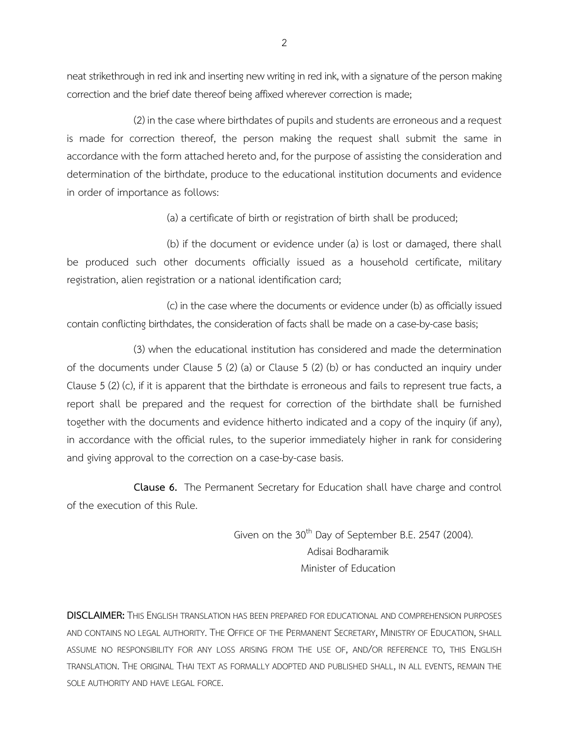neat strikethrough in red ink and inserting new writing in red ink, with a signature of the person making correction and the brief date thereof being affixed wherever correction is made;

(2) in the case where birthdates of pupils and students are erroneous and a request is made for correction thereof, the person making the request shall submit the same in accordance with the form attached hereto and, for the purpose of assisting the consideration and determination of the birthdate, produce to the educational institution documents and evidence in order of importance as follows:

(a) a certificate of birth or registration of birth shall be produced;

(b) if the document or evidence under (a) is lost or damaged, there shall be produced such other documents officially issued as a household certificate, military registration, alien registration or a national identification card;

(c) in the case where the documents or evidence under (b) as officially issued contain conflicting birthdates, the consideration of facts shall be made on a case-by-case basis;

(3) when the educational institution has considered and made the determination of the documents under Clause 5 (2) (a) or Clause 5 (2) (b) or has conducted an inquiry under Clause 5 (2) (c), if it is apparent that the birthdate is erroneous and fails to represent true facts, a report shall be prepared and the request for correction of the birthdate shall be furnished together with the documents and evidence hitherto indicated and a copy of the inquiry (if any), in accordance with the official rules, to the superior immediately higher in rank for considering and giving approval to the correction on a case-by-case basis.

**Clause 6.** The Permanent Secretary for Education shall have charge and control of the execution of this Rule.

Given on the 30th Day of September B.E. 2547 (2004).
Adisai Bodharamik
Minister of Education

**DISCLAIMER:** THIS ENGLISH TRANSLATION HAS BEEN PREPARED FOR EDUCATIONAL AND COMPREHENSION PURPOSES AND CONTAINS NO LEGAL AUTHORITY. THE OFFICE OF THE PERMANENT SECRETARY, MINISTRY OF EDUCATION, SHALL ASSUME NO RESPONSIBILITY FOR ANY LOSS ARISING FROM THE USE OF, AND/OR REFERENCE TO, THIS ENGLISH TRANSLATION. THE ORIGINAL THAI TEXT AS FORMALLY ADOPTED AND PUBLISHED SHALL, IN ALL EVENTS, REMAIN THE SOLE AUTHORITY AND HAVE LEGAL FORCE.